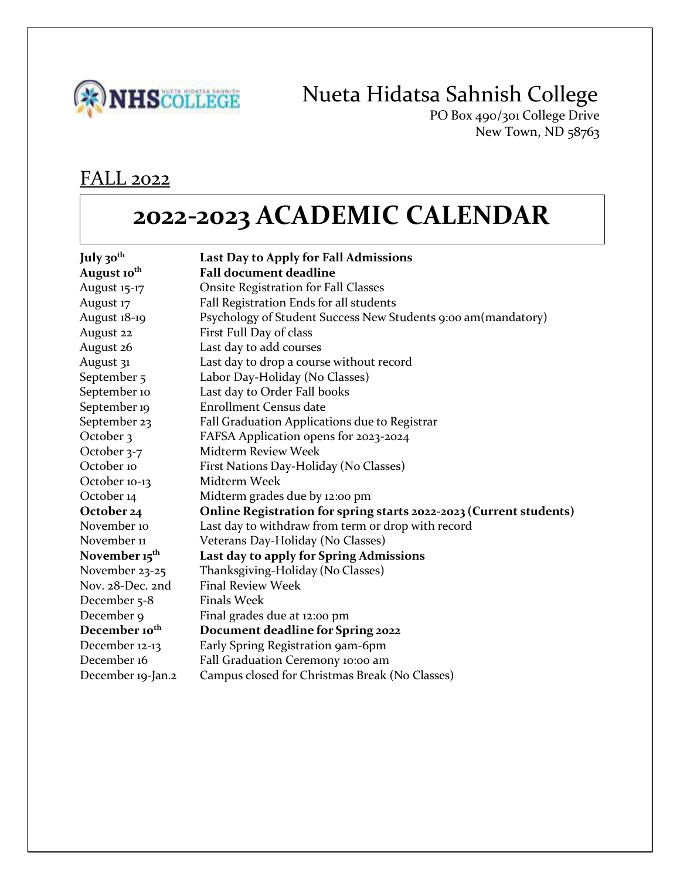# Nueta Hidatsa Sahnish College

PO Box 490/301 College Drive
New Town, ND 58763

## FALL 2022

# 2022-2023 ACADEMIC CALENDAR

| | |
|---|---|
| **July 30th** | **Last Day to Apply for Fall Admissions** |
| **August 10th** | **Fall document deadline** |
| August 15-17 | Onsite Registration for Fall Classes |
| August 17 | Fall Registration Ends for all students |
| August 18-19 | Psychology of Student Success New Students 9:00 am(mandatory) |
| August 22 | First Full Day of class |
| August 26 | Last day to add courses |
| August 31 | Last day to drop a course without record |
| September 5 | Labor Day-Holiday (No Classes) |
| September 10 | Last day to Order Fall books |
| September 19 | Enrollment Census date |
| September 23 | Fall Graduation Applications due to Registrar |
| October 3 | FAFSA Application opens for 2023-2024 |
| October 3-7 | Midterm Review Week |
| October 10 | First Nations Day-Holiday (No Classes) |
| October 10-13 | Midterm Week |
| October 14 | Midterm grades due by 12:00 pm |
| **October 24** | **Online Registration for spring starts 2022-2023 (Current students)** |
| November 10 | Last day to withdraw from term or drop with record |
| November 11 | Veterans Day-Holiday (No Classes) |
| **November 15th** | **Last day to apply for Spring Admissions** |
| November 23-25 | Thanksgiving-Holiday (No Classes) |
| Nov. 28-Dec. 2nd | Final Review Week |
| December 5-8 | Finals Week |
| December 9 | Final grades due at 12:00 pm |
| **December 10th** | **Document deadline for Spring 2022** |
| December 12-13 | Early Spring Registration 9am-6pm |
| December 16 | Fall Graduation Ceremony 10:00 am |
| December 19-Jan.2 | Campus closed for Christmas Break (No Classes) |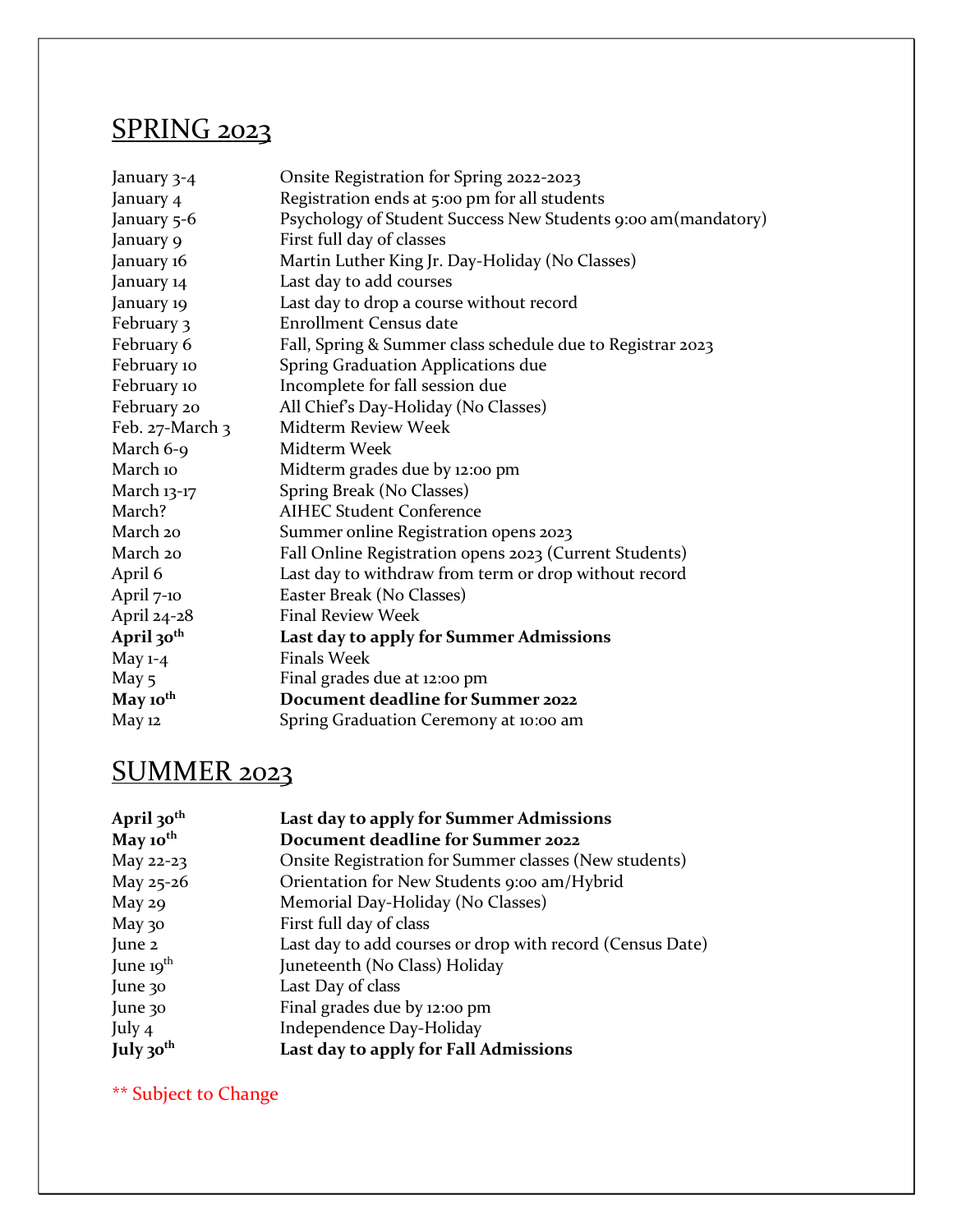## SPRING 2023

| | |
|---|---|
| January 3-4 | Onsite Registration for Spring 2022-2023 |
| January 4 | Registration ends at 5:00 pm for all students |
| January 5-6 | Psychology of Student Success New Students 9:00 am(mandatory) |
| January 9 | First full day of classes |
| January 16 | Martin Luther King Jr. Day-Holiday (No Classes) |
| January 14 | Last day to add courses |
| January 19 | Last day to drop a course without record |
| February 3 | Enrollment Census date |
| February 6 | Fall, Spring & Summer class schedule due to Registrar 2023 |
| February 10 | Spring Graduation Applications due |
| February 10 | Incomplete for fall session due |
| February 20 | All Chief's Day-Holiday (No Classes) |
| Feb. 27-March 3 | Midterm Review Week |
| March 6-9 | Midterm Week |
| March 10 | Midterm grades due by 12:00 pm |
| March 13-17 | Spring Break (No Classes) |
| March? | AIHEC Student Conference |
| March 20 | Summer online Registration opens 2023 |
| March 20 | Fall Online Registration opens 2023 (Current Students) |
| April 6 | Last day to withdraw from term or drop without record |
| April 7-10 | Easter Break (No Classes) |
| April 24-28 | Final Review Week |
| **April 30th** | **Last day to apply for Summer Admissions** |
| May 1-4 | Finals Week |
| May 5 | Final grades due at 12:00 pm |
| **May 10th** | **Document deadline for Summer 2022** |
| May 12 | Spring Graduation Ceremony at 10:00 am |

## SUMMER 2023

| | |
|---|---|
| **April 30th** | **Last day to apply for Summer Admissions** |
| **May 10th** | **Document deadline for Summer 2022** |
| May 22-23 | Onsite Registration for Summer classes (New students) |
| May 25-26 | Orientation for New Students 9:00 am/Hybrid |
| May 29 | Memorial Day-Holiday (No Classes) |
| May 30 | First full day of class |
| June 2 | Last day to add courses or drop with record (Census Date) |
| June 19th | Juneteenth (No Class) Holiday |
| June 30 | Last Day of class |
| June 30 | Final grades due by 12:00 pm |
| July 4 | Independence Day-Holiday |
| **July 30th** | **Last day to apply for Fall Admissions** |

** Subject to Change